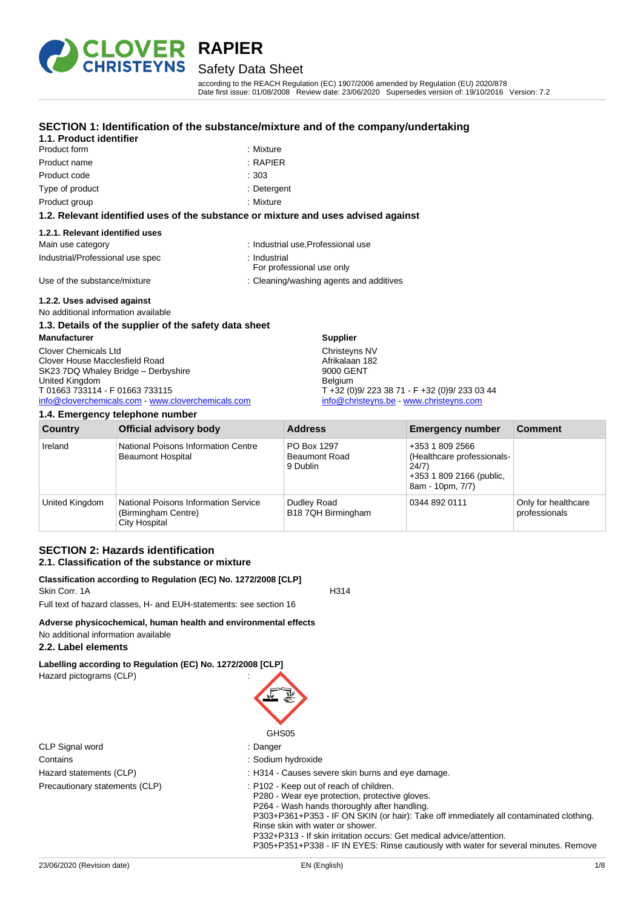# RAPIER

## Safety Data Sheet

according to the REACH Regulation (EC) 1907/2006 amended by Regulation (EU) 2020/878
Date first issue: 01/08/2008 Review date: 23/06/2020 Supersedes version of: 19/10/2016 Version: 7.2

## SECTION 1: Identification of the substance/mixture and of the company/undertaking

### 1.1. Product identifier

| | |
|---|---|
| Product form | : Mixture |
| Product name | : RAPIER |
| Product code | : 303 |
| Type of product | : Detergent |
| Product group | : Mixture |

### 1.2. Relevant identified uses of the substance or mixture and uses advised against

#### 1.2.1. Relevant identified uses

| | |
|---|---|
| Main use category | : Industrial use,Professional use |
| Industrial/Professional use spec | : Industrial<br>For professional use only |
| Use of the substance/mixture | : Cleaning/washing agents and additives |

#### 1.2.2. Uses advised against

No additional information available

### 1.3. Details of the supplier of the safety data sheet

**Manufacturer**

Clover Chemicals Ltd
Clover House Macclesfield Road
SK23 7DQ Whaley Bridge – Derbyshire
United Kingdom
T 01663 733114 - F 01663 733115
info@cloverchemicals.com - www.cloverchemicals.com

**Supplier**

Christeyns NV
Afrikalaan 182
9000 GENT
Belgium
T +32 (0)9/ 223 38 71 - F +32 (0)9/ 233 03 44
info@christeyns.be - www.christeyns.com

### 1.4. Emergency telephone number

| Country | Official advisory body | Address | Emergency number | Comment |
|---|---|---|---|---|
| Ireland | National Poisons Information Centre<br>Beaumont Hospital | PO Box 1297<br>Beaumont Road<br>9 Dublin | +353 1 809 2566 (Healthcare professionals- 24/7)<br>+353 1 809 2166 (public, 8am - 10pm, 7/7) | |
| United Kingdom | National Poisons Information Service (Birmingham Centre)<br>City Hospital | Dudley Road<br>B18 7QH Birmingham | 0344 892 0111 | Only for healthcare professionals |

## SECTION 2: Hazards identification

### 2.1. Classification of the substance or mixture

**Classification according to Regulation (EC) No. 1272/2008 [CLP]**

Skin Corr. 1A H314

Full text of hazard classes, H- and EUH-statements: see section 16

**Adverse physicochemical, human health and environmental effects**

No additional information available

### 2.2. Label elements

**Labelling according to Regulation (EC) No. 1272/2008 [CLP]**

Hazard pictograms (CLP) :

GHS05

| | |
|---|---|
| CLP Signal word | : Danger |
| Contains | : Sodium hydroxide |
| Hazard statements (CLP) | : H314 - Causes severe skin burns and eye damage. |
| Precautionary statements (CLP) | : P102 - Keep out of reach of children.<br>P280 - Wear eye protection, protective gloves.<br>P264 - Wash hands thoroughly after handling.<br>P303+P361+P353 - IF ON SKIN (or hair): Take off immediately all contaminated clothing. Rinse skin with water or shower.<br>P332+P313 - If skin irritation occurs: Get medical advice/attention.<br>P305+P351+P338 - IF IN EYES: Rinse cautiously with water for several minutes. Remove |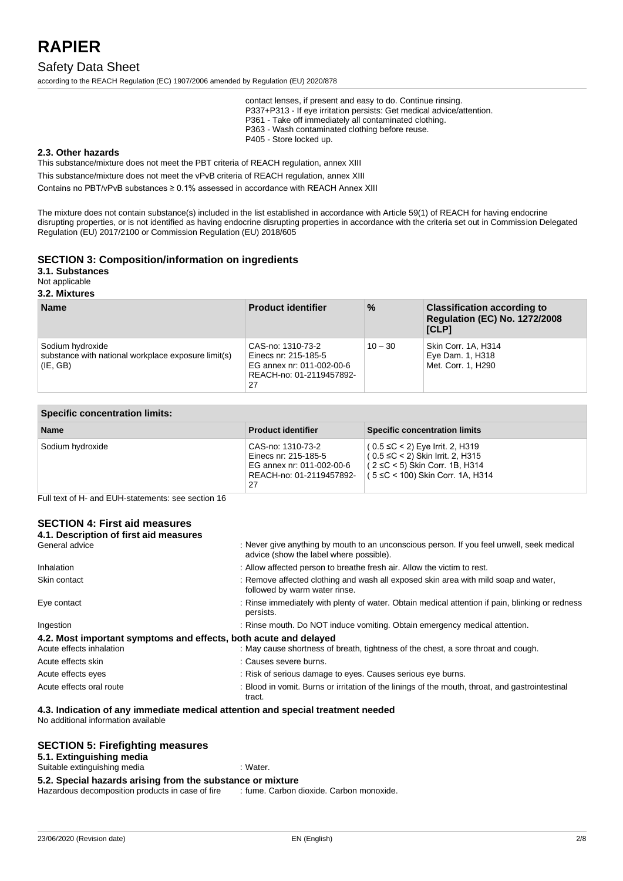contact lenses, if present and easy to do. Continue rinsing.
P337+P313 - If eye irritation persists: Get medical advice/attention.
P361 - Take off immediately all contaminated clothing.
P363 - Wash contaminated clothing before reuse.
P405 - Store locked up.

### 2.3. Other hazards

This substance/mixture does not meet the PBT criteria of REACH regulation, annex XIII

This substance/mixture does not meet the vPvB criteria of REACH regulation, annex XIII

Contains no PBT/vPvB substances ≥ 0.1% assessed in accordance with REACH Annex XIII

The mixture does not contain substance(s) included in the list established in accordance with Article 59(1) of REACH for having endocrine disrupting properties, or is not identified as having endocrine disrupting properties in accordance with the criteria set out in Commission Delegated Regulation (EU) 2017/2100 or Commission Regulation (EU) 2018/605

## SECTION 3: Composition/information on ingredients

### 3.1. Substances

Not applicable

### 3.2. Mixtures

| Name | Product identifier | % | Classification according to Regulation (EC) No. 1272/2008 [CLP] |
|---|---|---|---|
| Sodium hydroxide<br>substance with national workplace exposure limit(s) (IE, GB) | CAS-no: 1310-73-2<br>Einecs nr: 215-185-5<br>EG annex nr: 011-002-00-6<br>REACH-no: 01-2119457892-27 | 10 – 30 | Skin Corr. 1A, H314<br>Eye Dam. 1, H318<br>Met. Corr. 1, H290 |

| Specific concentration limits: | | |
|---|---|---|
| **Name** | **Product identifier** | **Specific concentration limits** |
| Sodium hydroxide | CAS-no: 1310-73-2<br>Einecs nr: 215-185-5<br>EG annex nr: 011-002-00-6<br>REACH-no: 01-2119457892-27 | ( 0.5 ≤C < 2) Eye Irrit. 2, H319<br>( 0.5 ≤C < 2) Skin Irrit. 2, H315<br>( 2 ≤C < 5) Skin Corr. 1B, H314<br>( 5 ≤C < 100) Skin Corr. 1A, H314 |

Full text of H- and EUH-statements: see section 16

## SECTION 4: First aid measures

### 4.1. Description of first aid measures

General advice : Never give anything by mouth to an unconscious person. If you feel unwell, seek medical advice (show the label where possible).

Inhalation : Allow affected person to breathe fresh air. Allow the victim to rest.

Skin contact : Remove affected clothing and wash all exposed skin area with mild soap and water, followed by warm water rinse.

Eye contact : Rinse immediately with plenty of water. Obtain medical attention if pain, blinking or redness persists.

Ingestion : Rinse mouth. Do NOT induce vomiting. Obtain emergency medical attention.

### 4.2. Most important symptoms and effects, both acute and delayed

Acute effects inhalation : May cause shortness of breath, tightness of the chest, a sore throat and cough.

Acute effects skin : Causes severe burns.

Acute effects eyes : Risk of serious damage to eyes. Causes serious eye burns.

Acute effects oral route : Blood in vomit. Burns or irritation of the linings of the mouth, throat, and gastrointestinal tract.

### 4.3. Indication of any immediate medical attention and special treatment needed

No additional information available

## SECTION 5: Firefighting measures

### 5.1. Extinguishing media

Suitable extinguishing media : Water.

### 5.2. Special hazards arising from the substance or mixture

Hazardous decomposition products in case of fire : fume. Carbon dioxide. Carbon monoxide.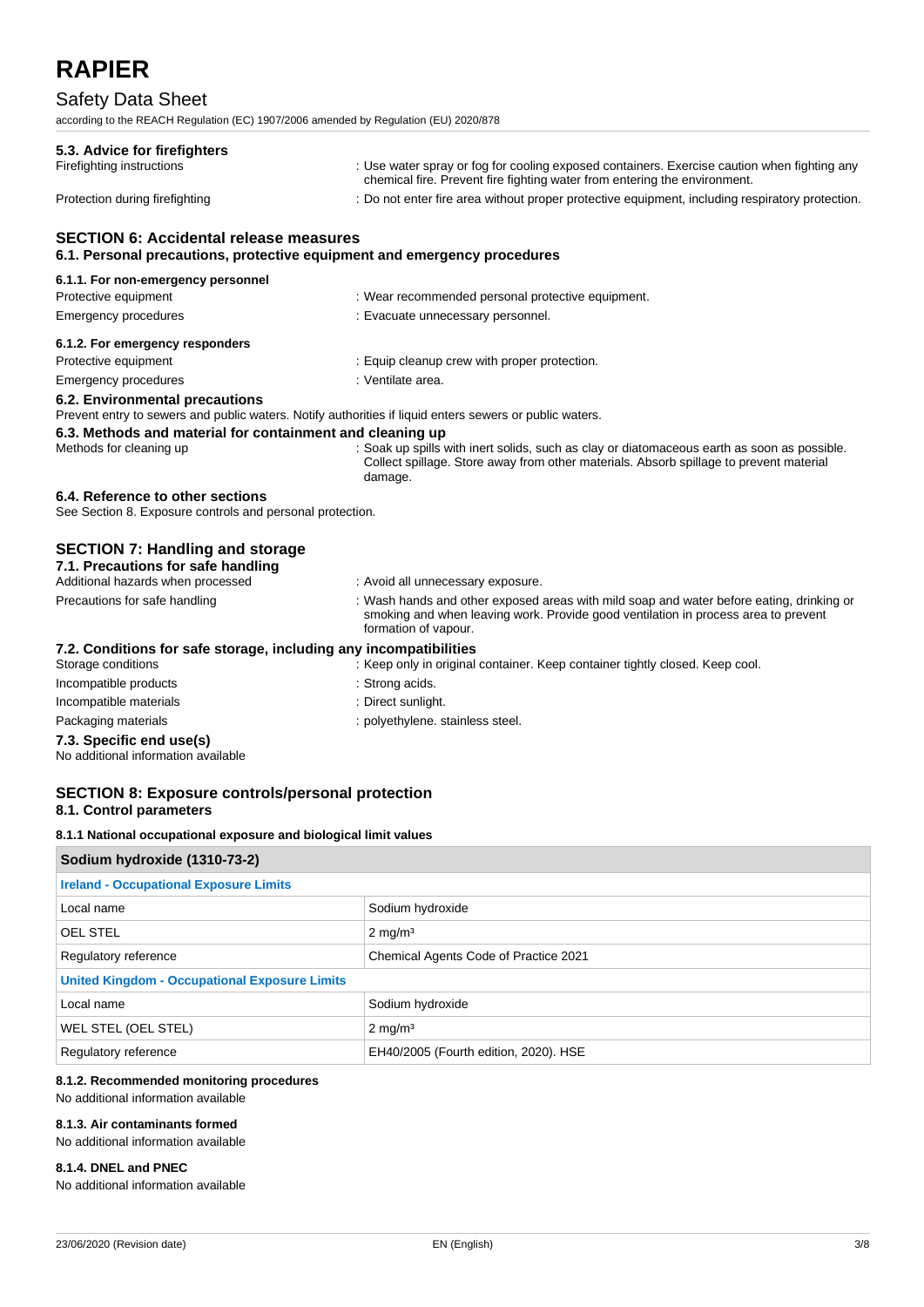### 5.3. Advice for firefighters

| | |
|---|---|
| Firefighting instructions | : Use water spray or fog for cooling exposed containers. Exercise caution when fighting any chemical fire. Prevent fire fighting water from entering the environment. |
| Protection during firefighting | : Do not enter fire area without proper protective equipment, including respiratory protection. |

## SECTION 6: Accidental release measures

### 6.1. Personal precautions, protective equipment and emergency procedures

#### 6.1.1. For non-emergency personnel

| | |
|---|---|
| Protective equipment | : Wear recommended personal protective equipment. |
| Emergency procedures | : Evacuate unnecessary personnel. |

#### 6.1.2. For emergency responders

| | |
|---|---|
| Protective equipment | : Equip cleanup crew with proper protection. |
| Emergency procedures | : Ventilate area. |

### 6.2. Environmental precautions

Prevent entry to sewers and public waters. Notify authorities if liquid enters sewers or public waters.

### 6.3. Methods and material for containment and cleaning up

| | |
|---|---|
| Methods for cleaning up | : Soak up spills with inert solids, such as clay or diatomaceous earth as soon as possible. Collect spillage. Store away from other materials. Absorb spillage to prevent material damage. |

### 6.4. Reference to other sections

See Section 8. Exposure controls and personal protection.

## SECTION 7: Handling and storage

### 7.1. Precautions for safe handling

| | |
|---|---|
| Additional hazards when processed | : Avoid all unnecessary exposure. |
| Precautions for safe handling | : Wash hands and other exposed areas with mild soap and water before eating, drinking or smoking and when leaving work. Provide good ventilation in process area to prevent formation of vapour. |

### 7.2. Conditions for safe storage, including any incompatibilities

| | |
|---|---|
| Storage conditions | : Keep only in original container. Keep container tightly closed. Keep cool. |
| Incompatible products | : Strong acids. |
| Incompatible materials | : Direct sunlight. |
| Packaging materials | : polyethylene. stainless steel. |

### 7.3. Specific end use(s)

No additional information available

## SECTION 8: Exposure controls/personal protection

### 8.1. Control parameters

#### 8.1.1 National occupational exposure and biological limit values

| Sodium hydroxide (1310-73-2) | |
|---|---|
| **Ireland - Occupational Exposure Limits** | |
| Local name | Sodium hydroxide |
| OEL STEL | 2 mg/m³ |
| Regulatory reference | Chemical Agents Code of Practice 2021 |
| **United Kingdom - Occupational Exposure Limits** | |
| Local name | Sodium hydroxide |
| WEL STEL (OEL STEL) | 2 mg/m³ |
| Regulatory reference | EH40/2005 (Fourth edition, 2020). HSE |

#### 8.1.2. Recommended monitoring procedures

No additional information available

#### 8.1.3. Air contaminants formed

No additional information available

#### 8.1.4. DNEL and PNEC

No additional information available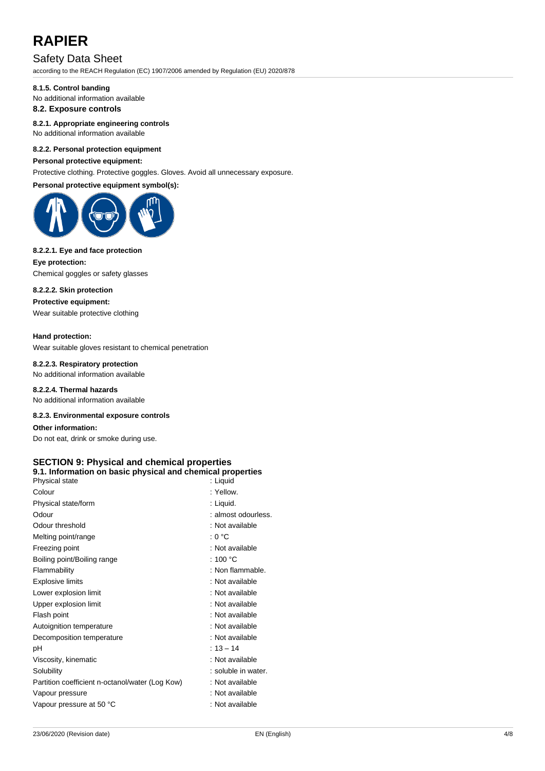### 8.1.5. Control banding

No additional information available

## 8.2. Exposure controls

### 8.2.1. Appropriate engineering controls

No additional information available

### 8.2.2. Personal protection equipment

**Personal protective equipment:**

Protective clothing. Protective goggles. Gloves. Avoid all unnecessary exposure.

**Personal protective equipment symbol(s):**

#### 8.2.2.1. Eye and face protection

**Eye protection:**

Chemical goggles or safety glasses

#### 8.2.2.2. Skin protection

**Protective equipment:**

Wear suitable protective clothing

**Hand protection:**

Wear suitable gloves resistant to chemical penetration

#### 8.2.2.3. Respiratory protection

No additional information available

#### 8.2.2.4. Thermal hazards

No additional information available

### 8.2.3. Environmental exposure controls

**Other information:**

Do not eat, drink or smoke during use.

# SECTION 9: Physical and chemical properties

## 9.1. Information on basic physical and chemical properties

| | |
|---|---|
| Physical state | : Liquid |
| Colour | : Yellow. |
| Physical state/form | : Liquid. |
| Odour | : almost odourless. |
| Odour threshold | : Not available |
| Melting point/range | : 0 °C |
| Freezing point | : Not available |
| Boiling point/Boiling range | : 100 °C |
| Flammability | : Non flammable. |
| Explosive limits | : Not available |
| Lower explosion limit | : Not available |
| Upper explosion limit | : Not available |
| Flash point | : Not available |
| Autoignition temperature | : Not available |
| Decomposition temperature | : Not available |
| pH | : 13 – 14 |
| Viscosity, kinematic | : Not available |
| Solubility | : soluble in water. |
| Partition coefficient n-octanol/water (Log Kow) | : Not available |
| Vapour pressure | : Not available |
| Vapour pressure at 50 °C | : Not available |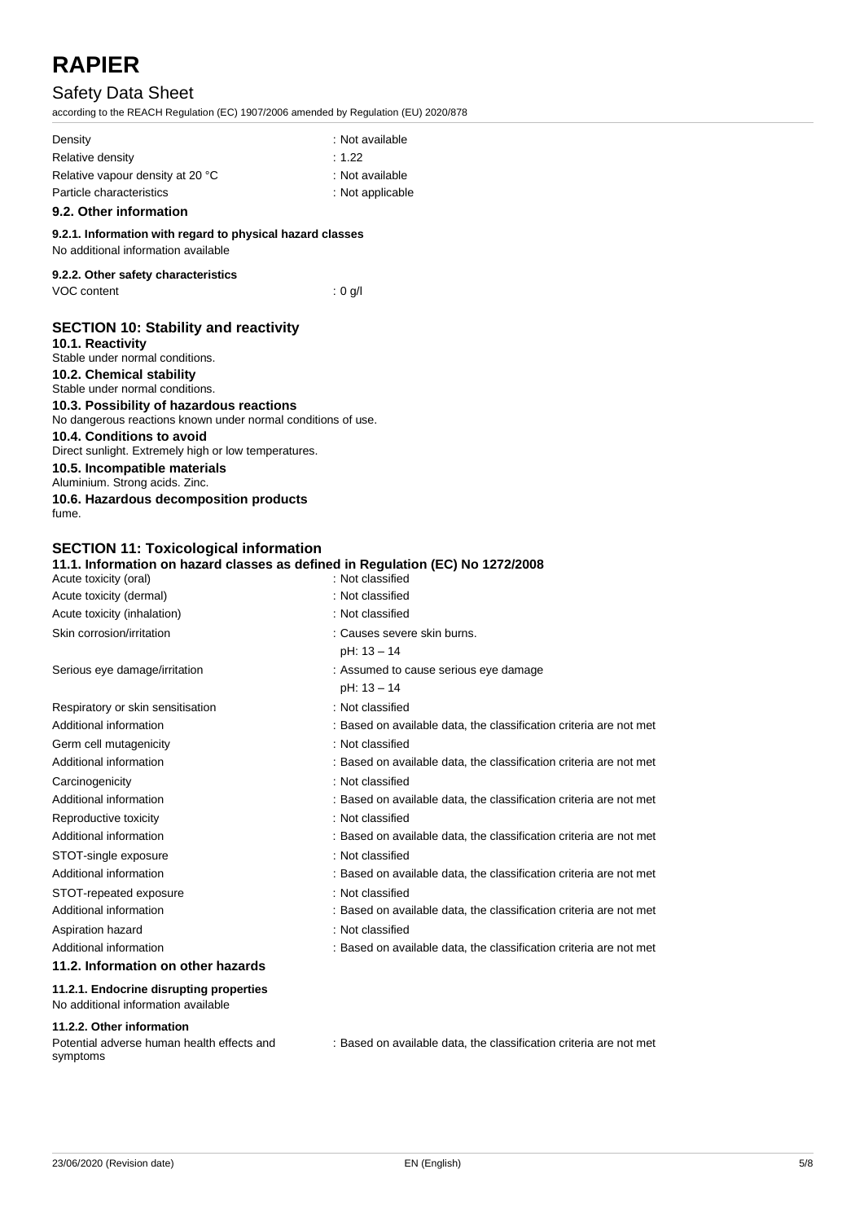| | |
|---|---|
| Density | : Not available |
| Relative density | : 1.22 |
| Relative vapour density at 20 °C | : Not available |
| Particle characteristics | : Not applicable |

### 9.2. Other information

#### 9.2.1. Information with regard to physical hazard classes

No additional information available

#### 9.2.2. Other safety characteristics

| | |
|---|---|
| VOC content | : 0 g/l |

## SECTION 10: Stability and reactivity

### 10.1. Reactivity

Stable under normal conditions.

### 10.2. Chemical stability

Stable under normal conditions.

### 10.3. Possibility of hazardous reactions

No dangerous reactions known under normal conditions of use.

### 10.4. Conditions to avoid

Direct sunlight. Extremely high or low temperatures.

### 10.5. Incompatible materials

Aluminium. Strong acids. Zinc.

### 10.6. Hazardous decomposition products

fume.

## SECTION 11: Toxicological information

### 11.1. Information on hazard classes as defined in Regulation (EC) No 1272/2008

| | |
|---|---|
| Acute toxicity (oral) | : Not classified |
| Acute toxicity (dermal) | : Not classified |
| Acute toxicity (inhalation) | : Not classified |
| Skin corrosion/irritation | : Causes severe skin burns.<br>pH: 13 – 14 |
| Serious eye damage/irritation | : Assumed to cause serious eye damage<br>pH: 13 – 14 |
| Respiratory or skin sensitisation | : Not classified |
| Additional information | : Based on available data, the classification criteria are not met |
| Germ cell mutagenicity | : Not classified |
| Additional information | : Based on available data, the classification criteria are not met |
| Carcinogenicity | : Not classified |
| Additional information | : Based on available data, the classification criteria are not met |
| Reproductive toxicity | : Not classified |
| Additional information | : Based on available data, the classification criteria are not met |
| STOT-single exposure | : Not classified |
| Additional information | : Based on available data, the classification criteria are not met |
| STOT-repeated exposure | : Not classified |
| Additional information | : Based on available data, the classification criteria are not met |
| Aspiration hazard | : Not classified |
| Additional information | : Based on available data, the classification criteria are not met |

### 11.2. Information on other hazards

#### 11.2.1. Endocrine disrupting properties

No additional information available

#### 11.2.2. Other information

| | |
|---|---|
| Potential adverse human health effects and symptoms | : Based on available data, the classification criteria are not met |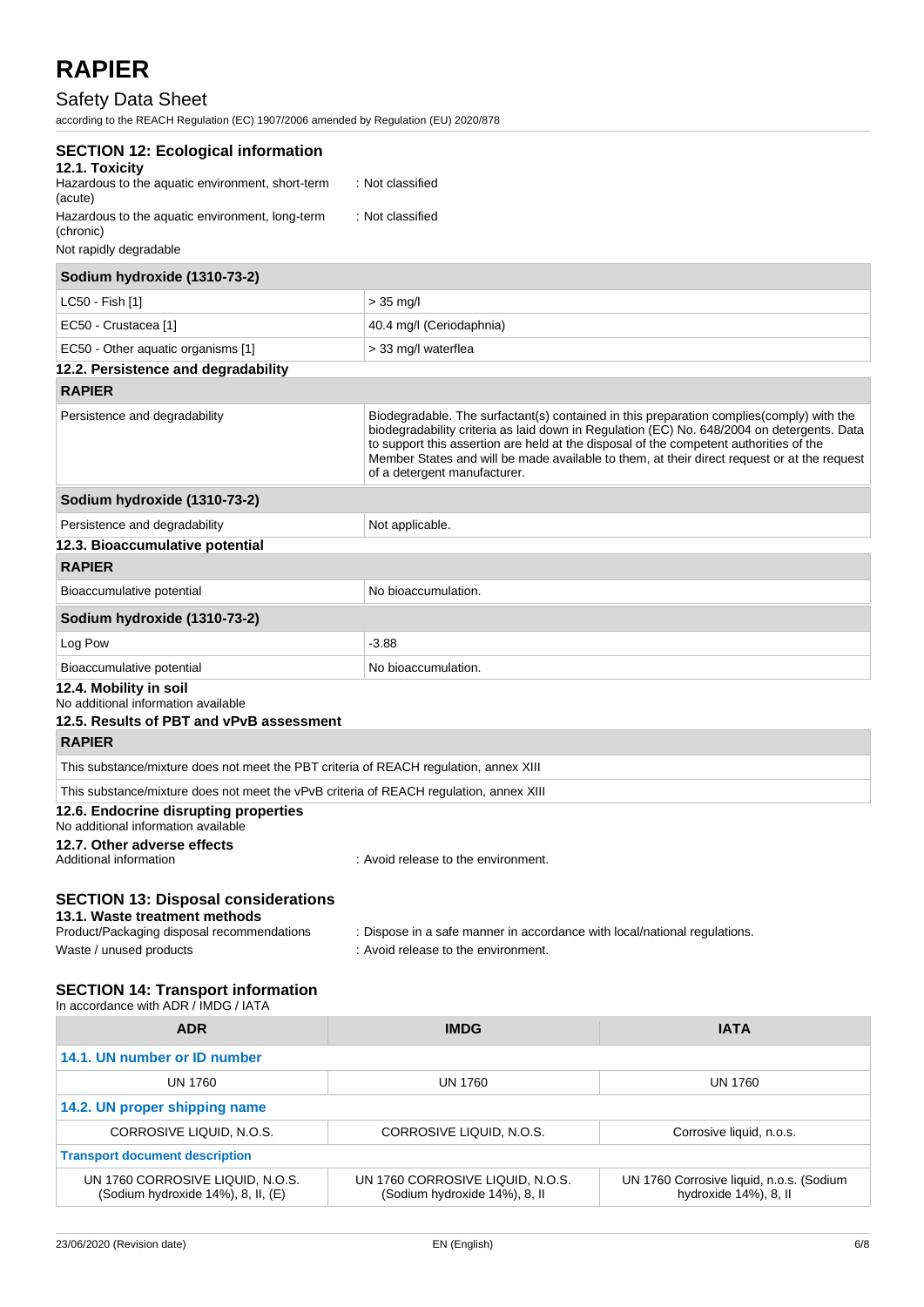## SECTION 12: Ecological information

### 12.1. Toxicity

Hazardous to the aquatic environment, short-term (acute) : Not classified

Hazardous to the aquatic environment, long-term (chronic) : Not classified

Not rapidly degradable

| Sodium hydroxide (1310-73-2) | |
|---|---|
| LC50 - Fish [1] | > 35 mg/l |
| EC50 - Crustacea [1] | 40.4 mg/l (Ceriodaphnia) |
| EC50 - Other aquatic organisms [1] | > 33 mg/l waterflea |

### 12.2. Persistence and degradability

| RAPIER | |
|---|---|
| Persistence and degradability | Biodegradable. The surfactant(s) contained in this preparation complies(comply) with the biodegradability criteria as laid down in Regulation (EC) No. 648/2004 on detergents. Data to support this assertion are held at the disposal of the competent authorities of the Member States and will be made available to them, at their direct request or at the request of a detergent manufacturer. |

| Sodium hydroxide (1310-73-2) | |
|---|---|
| Persistence and degradability | Not applicable. |

### 12.3. Bioaccumulative potential

| RAPIER | |
|---|---|
| Bioaccumulative potential | No bioaccumulation. |

| Sodium hydroxide (1310-73-2) | |
|---|---|
| Log Pow | -3.88 |
| Bioaccumulative potential | No bioaccumulation. |

### 12.4. Mobility in soil

No additional information available

### 12.5. Results of PBT and vPvB assessment

| RAPIER |
|---|
| This substance/mixture does not meet the PBT criteria of REACH regulation, annex XIII |
| This substance/mixture does not meet the vPvB criteria of REACH regulation, annex XIII |

### 12.6. Endocrine disrupting properties

No additional information available

### 12.7. Other adverse effects

Additional information : Avoid release to the environment.

## SECTION 13: Disposal considerations

### 13.1. Waste treatment methods

Product/Packaging disposal recommendations : Dispose in a safe manner in accordance with local/national regulations.

Waste / unused products : Avoid release to the environment.

## SECTION 14: Transport information

In accordance with ADR / IMDG / IATA

| ADR | IMDG | IATA |
|---|---|---|
| **14.1. UN number or ID number** | | |
| UN 1760 | UN 1760 | UN 1760 |
| **14.2. UN proper shipping name** | | |
| CORROSIVE LIQUID, N.O.S. | CORROSIVE LIQUID, N.O.S. | Corrosive liquid, n.o.s. |
| **Transport document description** | | |
| UN 1760 CORROSIVE LIQUID, N.O.S. (Sodium hydroxide 14%), 8, II, (E) | UN 1760 CORROSIVE LIQUID, N.O.S. (Sodium hydroxide 14%), 8, II | UN 1760 Corrosive liquid, n.o.s. (Sodium hydroxide 14%), 8, II |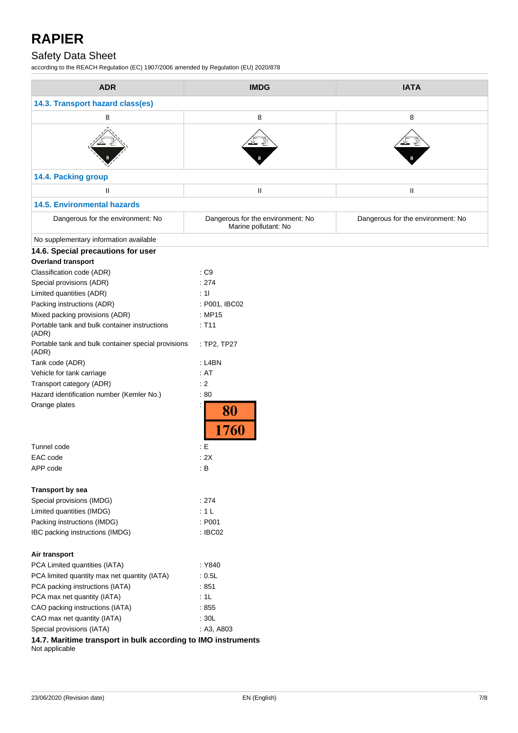# RAPIER

## Safety Data Sheet

according to the REACH Regulation (EC) 1907/2006 amended by Regulation (EU) 2020/878

| ADR | IMDG | IATA |
|---|---|---|
| **14.3. Transport hazard class(es)** | | |
| 8 | 8 | 8 |
| | | |
| **14.4. Packing group** | | |
| II | II | II |
| **14.5. Environmental hazards** | | |
| Dangerous for the environment: No | Dangerous for the environment: No<br>Marine pollutant: No | Dangerous for the environment: No |
| No supplementary information available | | |

### 14.6. Special precautions for user

**Overland transport**

| | |
|---|---|
| Classification code (ADR) | : C9 |
| Special provisions (ADR) | : 274 |
| Limited quantities (ADR) | : 1l |
| Packing instructions (ADR) | : P001, IBC02 |
| Mixed packing provisions (ADR) | : MP15 |
| Portable tank and bulk container instructions (ADR) | : T11 |
| Portable tank and bulk container special provisions (ADR) | : TP2, TP27 |
| Tank code (ADR) | : L4BN |
| Vehicle for tank carriage | : AT |
| Transport category (ADR) | : 2 |
| Hazard identification number (Kemler No.) | : 80 |
| Orange plates | : 80 / 1760 |
| Tunnel code | : E |
| EAC code | : 2X |
| APP code | : B |

**Transport by sea**

| | |
|---|---|
| Special provisions (IMDG) | : 274 |
| Limited quantities (IMDG) | : 1 L |
| Packing instructions (IMDG) | : P001 |
| IBC packing instructions (IMDG) | : IBC02 |

**Air transport**

| | |
|---|---|
| PCA Limited quantities (IATA) | : Y840 |
| PCA limited quantity max net quantity (IATA) | : 0.5L |
| PCA packing instructions (IATA) | : 851 |
| PCA max net quantity (IATA) | : 1L |
| CAO packing instructions (IATA) | : 855 |
| CAO max net quantity (IATA) | : 30L |
| Special provisions (IATA) | : A3, A803 |

### 14.7. Maritime transport in bulk according to IMO instruments

Not applicable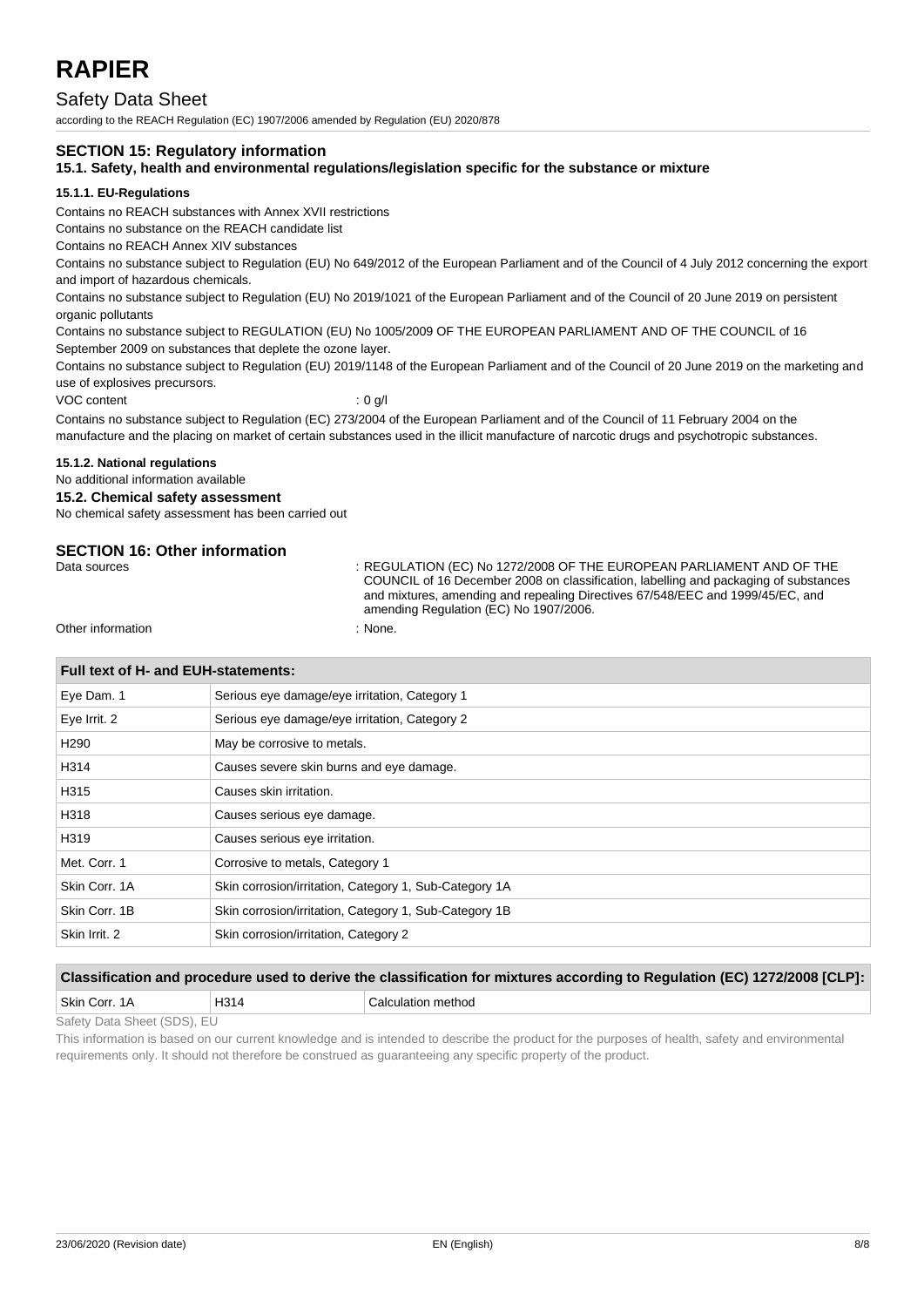## SECTION 15: Regulatory information

### 15.1. Safety, health and environmental regulations/legislation specific for the substance or mixture

#### 15.1.1. EU-Regulations

Contains no REACH substances with Annex XVII restrictions

Contains no substance on the REACH candidate list

Contains no REACH Annex XIV substances

Contains no substance subject to Regulation (EU) No 649/2012 of the European Parliament and of the Council of 4 July 2012 concerning the export and import of hazardous chemicals.

Contains no substance subject to Regulation (EU) No 2019/1021 of the European Parliament and of the Council of 20 June 2019 on persistent organic pollutants

Contains no substance subject to REGULATION (EU) No 1005/2009 OF THE EUROPEAN PARLIAMENT AND OF THE COUNCIL of 16 September 2009 on substances that deplete the ozone layer.

Contains no substance subject to Regulation (EU) 2019/1148 of the European Parliament and of the Council of 20 June 2019 on the marketing and use of explosives precursors.

VOC content : 0 g/l

Contains no substance subject to Regulation (EC) 273/2004 of the European Parliament and of the Council of 11 February 2004 on the manufacture and the placing on market of certain substances used in the illicit manufacture of narcotic drugs and psychotropic substances.

#### 15.1.2. National regulations

No additional information available

### 15.2. Chemical safety assessment

No chemical safety assessment has been carried out

## SECTION 16: Other information

Data sources : REGULATION (EC) No 1272/2008 OF THE EUROPEAN PARLIAMENT AND OF THE COUNCIL of 16 December 2008 on classification, labelling and packaging of substances and mixtures, amending and repealing Directives 67/548/EEC and 1999/45/EC, and amending Regulation (EC) No 1907/2006.

Other information : None.

| Full text of H- and EUH-statements: | |
|---|---|
| Eye Dam. 1 | Serious eye damage/eye irritation, Category 1 |
| Eye Irrit. 2 | Serious eye damage/eye irritation, Category 2 |
| H290 | May be corrosive to metals. |
| H314 | Causes severe skin burns and eye damage. |
| H315 | Causes skin irritation. |
| H318 | Causes serious eye damage. |
| H319 | Causes serious eye irritation. |
| Met. Corr. 1 | Corrosive to metals, Category 1 |
| Skin Corr. 1A | Skin corrosion/irritation, Category 1, Sub-Category 1A |
| Skin Corr. 1B | Skin corrosion/irritation, Category 1, Sub-Category 1B |
| Skin Irrit. 2 | Skin corrosion/irritation, Category 2 |

| Classification and procedure used to derive the classification for mixtures according to Regulation (EC) 1272/2008 [CLP]: | | |
|---|---|---|
| Skin Corr. 1A | H314 | Calculation method |

Safety Data Sheet (SDS), EU

This information is based on our current knowledge and is intended to describe the product for the purposes of health, safety and environmental requirements only. It should not therefore be construed as guaranteeing any specific property of the product.